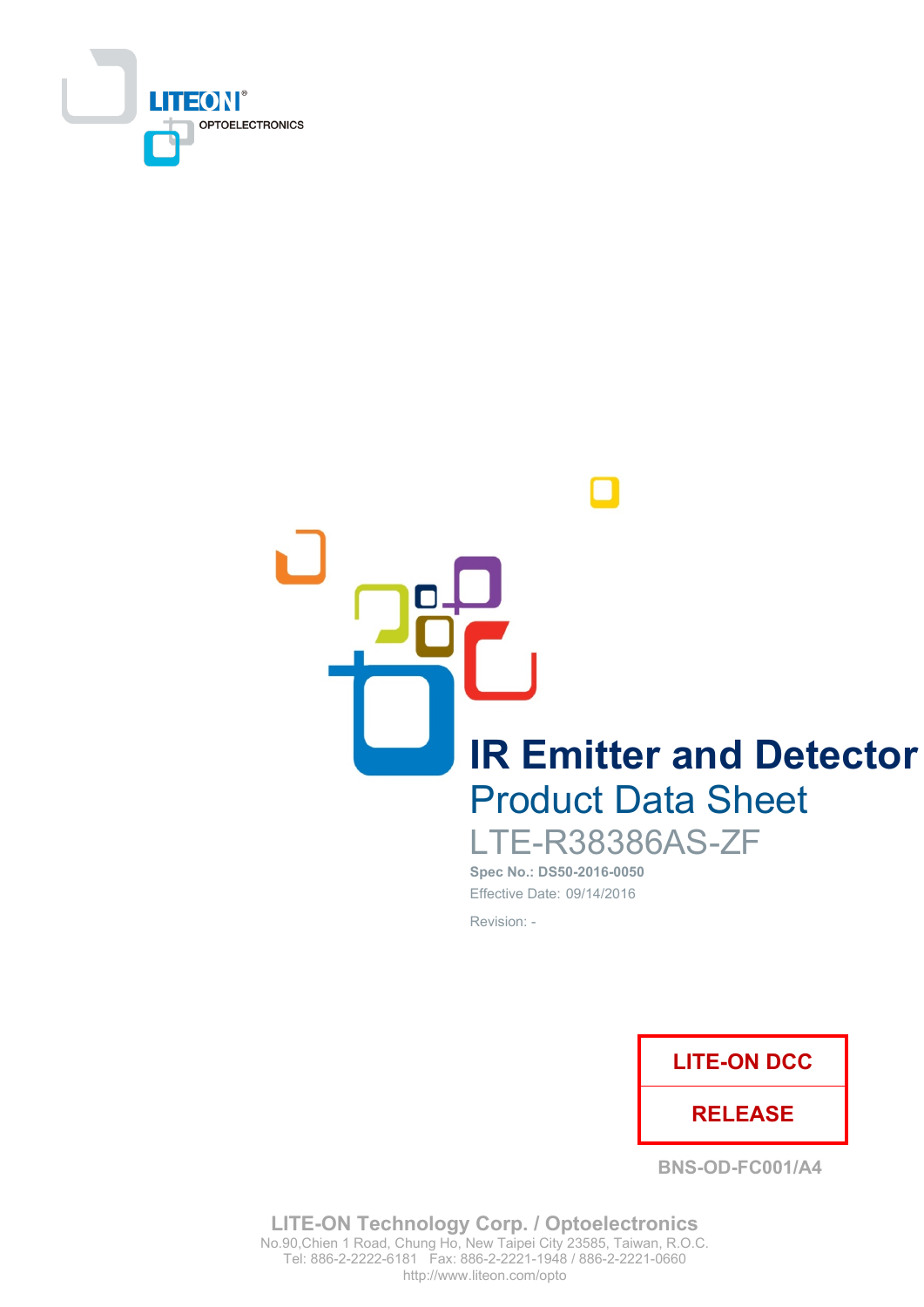LITEON OPTOELECTRONICS

# IR Emitter and Detector

## Product Data Sheet

LTE-R38386AS-ZF

**Spec No.: DS50-2016-0050**

Effective Date: 09/14/2016

Revision: -

| LITE-ON DCC |
| --- |
| RELEASE |

BNS-OD-FC001/A4

**LITE-ON Technology Corp. / Optoelectronics**
No.90,Chien 1 Road, Chung Ho, New Taipei City 23585, Taiwan, R.O.C.
Tel: 886-2-2222-6181 Fax: 886-2-2221-1948 / 886-2-2221-0660
http://www.liteon.com/opto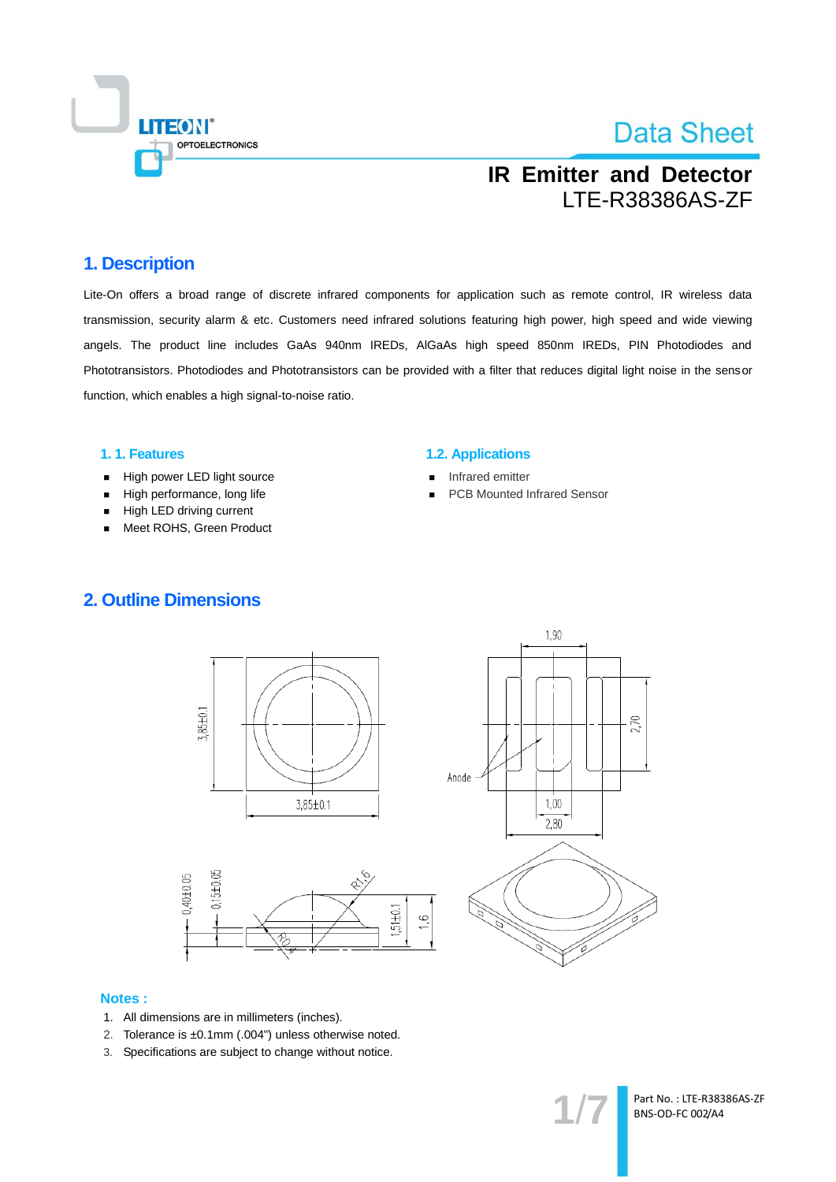# IR Emitter and Detector
LTE-R38386AS-ZF

## 1. Description

Lite-On offers a broad range of discrete infrared components for application such as remote control, IR wireless data transmission, security alarm & etc. Customers need infrared solutions featuring high power, high speed and wide viewing angels. The product line includes GaAs 940nm IREDs, AlGaAs high speed 850nm IREDs, PIN Photodiodes and Phototransistors. Photodiodes and Phototransistors can be provided with a filter that reduces digital light noise in the sensor function, which enables a high signal-to-noise ratio.

### 1. 1. Features

- High power LED light source
- High performance, long life
- High LED driving current
- Meet ROHS, Green Product

### 1.2. Applications

- Infrared emitter
- PCB Mounted Infrared Sensor

## 2. Outline Dimensions

**Notes :**

1. All dimensions are in millimeters (inches).
2. Tolerance is ±0.1mm (.004") unless otherwise noted.
3. Specifications are subject to change without notice.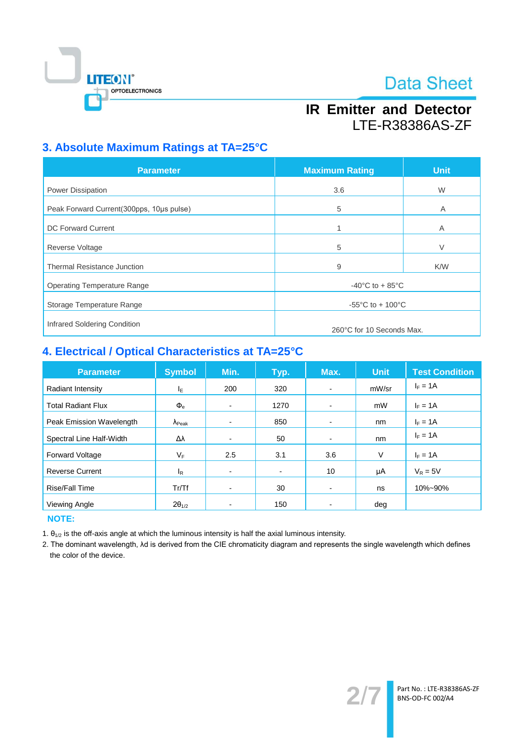## 3. Absolute Maximum Ratings at TA=25°C

| Parameter | Maximum Rating | Unit |
|---|---|---|
| Power Dissipation | 3.6 | W |
| Peak Forward Current(300pps, 10μs pulse) | 5 | A |
| DC Forward Current | 1 | A |
| Reverse Voltage | 5 | V |
| Thermal Resistance Junction | 9 | K/W |
| Operating Temperature Range | -40°C to + 85°C | |
| Storage Temperature Range | -55°C to + 100°C | |
| Infrared Soldering Condition | 260°C for 10 Seconds Max. | |

## 4. Electrical / Optical Characteristics at TA=25°C

| Parameter | Symbol | Min. | Typ. | Max. | Unit | Test Condition |
|---|---|---|---|---|---|---|
| Radiant Intensity | $I_E$ | 200 | 320 | - | mW/sr | $I_F$ = 1A |
| Total Radiant Flux | $\Phi_e$ | - | 1270 | - | mW | $I_F$ = 1A |
| Peak Emission Wavelength | $\lambda_{Peak}$ | - | 850 | - | nm | $I_F$ = 1A |
| Spectral Line Half-Width | $\Delta\lambda$ | - | 50 | - | nm | $I_F$ = 1A |
| Forward Voltage | $V_F$ | 2.5 | 3.1 | 3.6 | V | $I_F$ = 1A |
| Reverse Current | $I_R$ | - | - | 10 | μA | $V_R$ = 5V |
| Rise/Fall Time | Tr/Tf | - | 30 | - | ns | 10%~90% |
| Viewing Angle | $2\theta_{1/2}$ | - | 150 | - | deg | |

**NOTE:**

1. $\theta_{1/2}$ is the off-axis angle at which the luminous intensity is half the axial luminous intensity.
2. The dominant wavelength, λd is derived from the CIE chromaticity diagram and represents the single wavelength which defines the color of the device.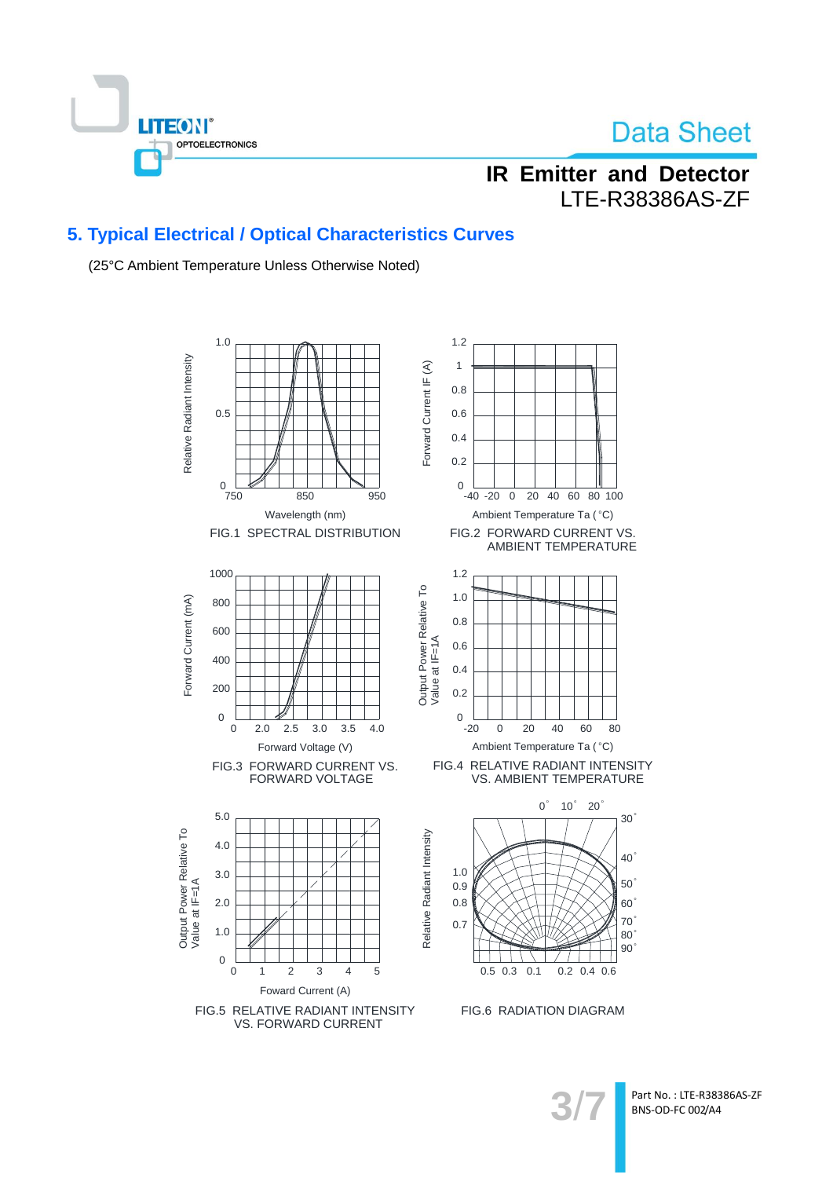## 5. Typical Electrical / Optical Characteristics Curves

(25°C Ambient Temperature Unless Otherwise Noted)

FIG.1 SPECTRAL DISTRIBUTION

FIG.2 FORWARD CURRENT VS. AMBIENT TEMPERATURE

FIG.3 FORWARD CURRENT VS. FORWARD VOLTAGE

FIG.4 RELATIVE RADIANT INTENSITY VS. AMBIENT TEMPERATURE

FIG.5 RELATIVE RADIANT INTENSITY VS. FORWARD CURRENT

FIG.6 RADIATION DIAGRAM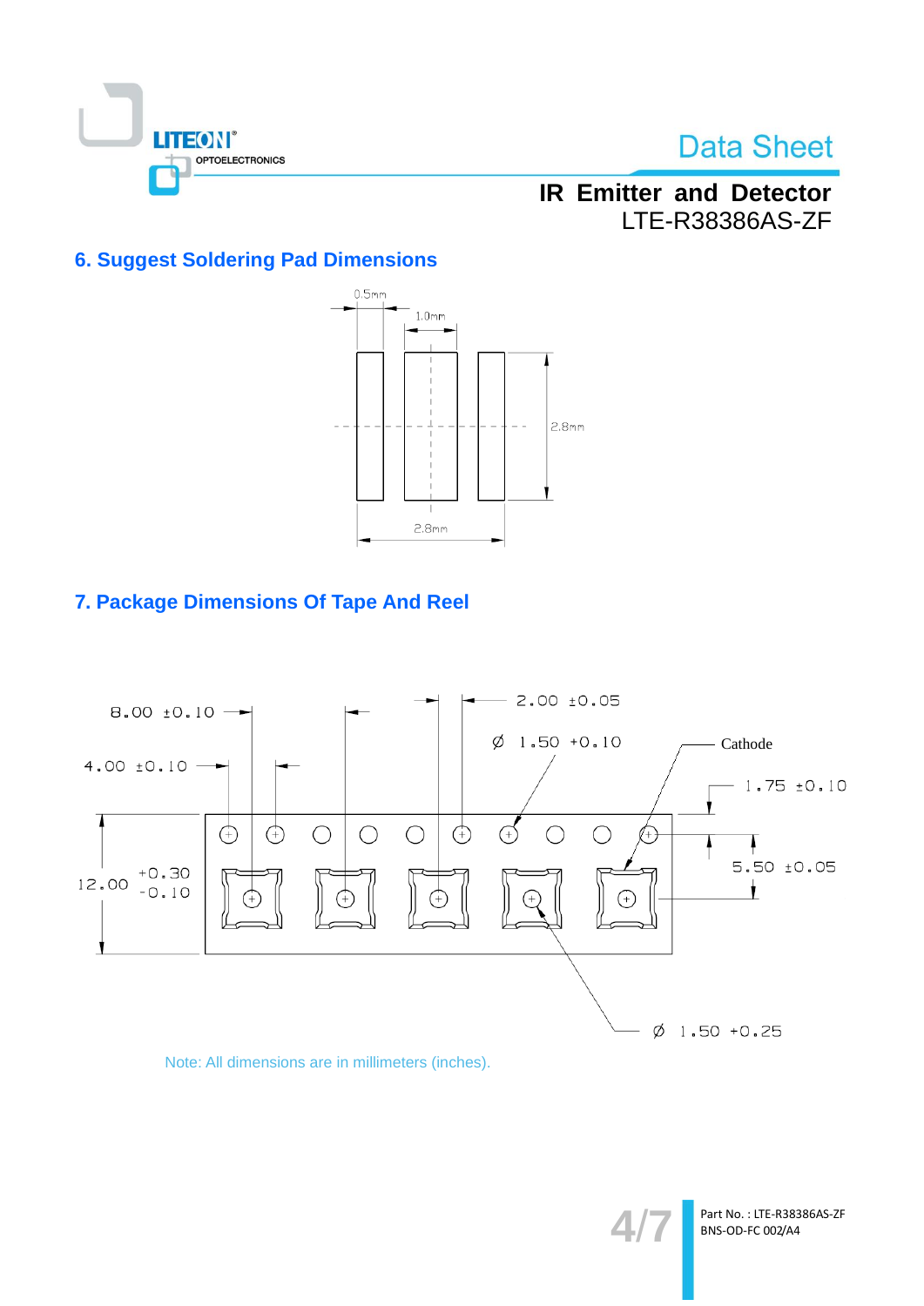## 6. Suggest Soldering Pad Dimensions

0.5mm

1.0mm

2.8mm

2.8mm

## 7. Package Dimensions Of Tape And Reel

8.00 ±0.10

4.00 ±0.10

2.00 ±0.05

Ø 1.50 +0.10

Cathode

1.75 ±0.10

12.00 +0.30 -0.10

5.50 ±0.05

Ø 1.50 +0.25

Note: All dimensions are in millimeters (inches).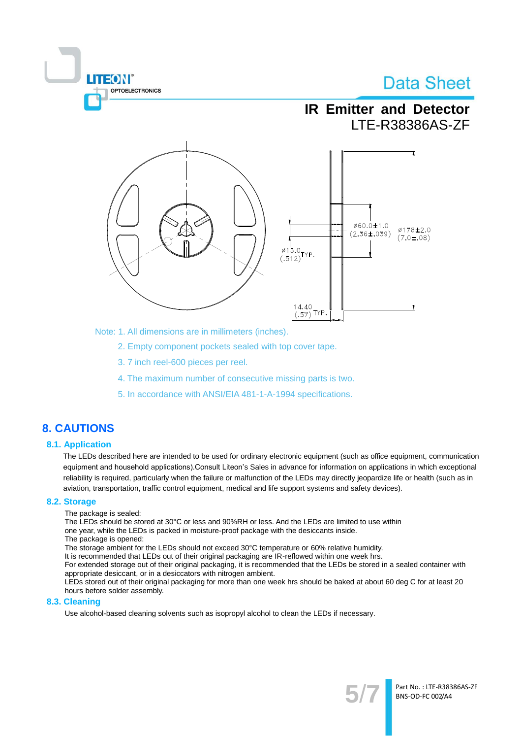Note: 1. All dimensions are in millimeters (inches).

2. Empty component pockets sealed with top cover tape.

3. 7 inch reel-600 pieces per reel.

4. The maximum number of consecutive missing parts is two.

5. In accordance with ANSI/EIA 481-1-A-1994 specifications.

## 8. CAUTIONS

### 8.1. Application

The LEDs described here are intended to be used for ordinary electronic equipment (such as office equipment, communication equipment and household applications).Consult Liteon's Sales in advance for information on applications in which exceptional reliability is required, particularly when the failure or malfunction of the LEDs may directly jeopardize life or health (such as in aviation, transportation, traffic control equipment, medical and life support systems and safety devices).

### 8.2. Storage

The package is sealed:
The LEDs should be stored at 30°C or less and 90%RH or less. And the LEDs are limited to use within one year, while the LEDs is packed in moisture-proof package with the desiccants inside.
The package is opened:
The storage ambient for the LEDs should not exceed 30°C temperature or 60% relative humidity.
It is recommended that LEDs out of their original packaging are IR-reflowed within one week hrs.
For extended storage out of their original packaging, it is recommended that the LEDs be stored in a sealed container with appropriate desiccant, or in a desiccators with nitrogen ambient.
LEDs stored out of their original packaging for more than one week hrs should be baked at about 60 deg C for at least 20 hours before solder assembly.

### 8.3. Cleaning

Use alcohol-based cleaning solvents such as isopropyl alcohol to clean the LEDs if necessary.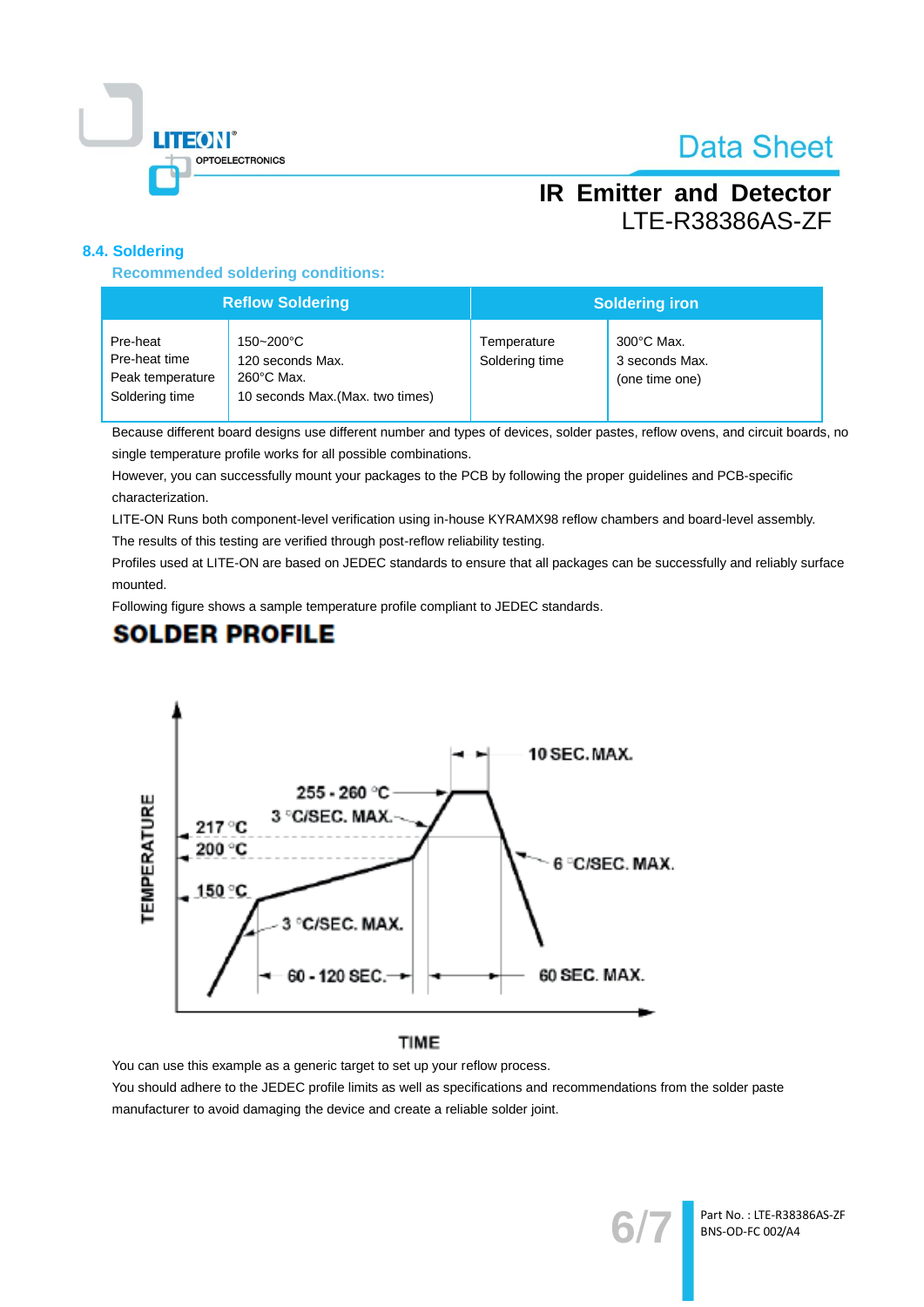### 8.4. Soldering

**Recommended soldering conditions:**

| Reflow Soldering | | Soldering iron | |
|---|---|---|---|
| Pre-heat<br>Pre-heat time<br>Peak temperature<br>Soldering time | 150~200°C<br>120 seconds Max.<br>260°C Max.<br>10 seconds Max.(Max. two times) | Temperature<br>Soldering time | 300°C Max.<br>3 seconds Max.<br>(one time one) |

Because different board designs use different number and types of devices, solder pastes, reflow ovens, and circuit boards, no single temperature profile works for all possible combinations.

However, you can successfully mount your packages to the PCB by following the proper guidelines and PCB-specific characterization.

LITE-ON Runs both component-level verification using in-house KYRAMX98 reflow chambers and board-level assembly. The results of this testing are verified through post-reflow reliability testing.

Profiles used at LITE-ON are based on JEDEC standards to ensure that all packages can be successfully and reliably surface mounted.

Following figure shows a sample temperature profile compliant to JEDEC standards.

## SOLDER PROFILE

TEMPERATURE

255 - 260 °C
3 °C/SEC. MAX.
10 SEC. MAX.
217 °C
200 °C
6 °C/SEC. MAX.
150 °C
3 °C/SEC. MAX.
60 - 120 SEC.
60 SEC. MAX.

TIME

You can use this example as a generic target to set up your reflow process.

You should adhere to the JEDEC profile limits as well as specifications and recommendations from the solder paste manufacturer to avoid damaging the device and create a reliable solder joint.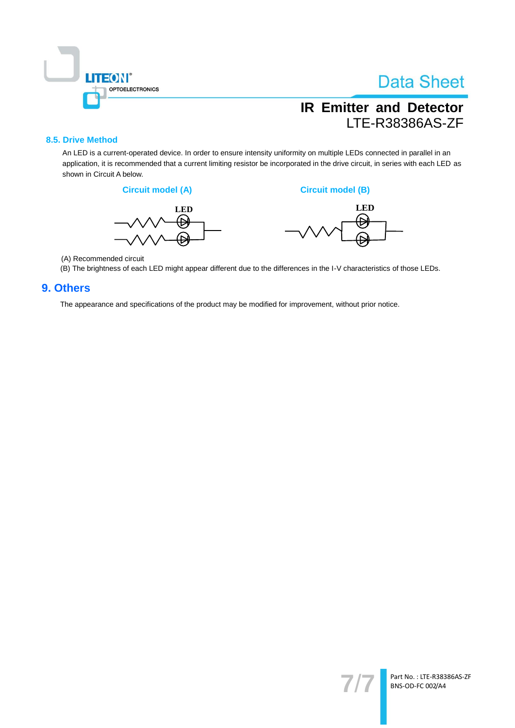### 8.5. Drive Method

An LED is a current-operated device. In order to ensure intensity uniformity on multiple LEDs connected in parallel in an application, it is recommended that a current limiting resistor be incorporated in the drive circuit, in series with each LED as shown in Circuit A below.

Circuit model (A)

LED

Circuit model (B)

LED

(A) Recommended circuit

(B) The brightness of each LED might appear different due to the differences in the I-V characteristics of those LEDs.

## 9. Others

The appearance and specifications of the product may be modified for improvement, without prior notice.